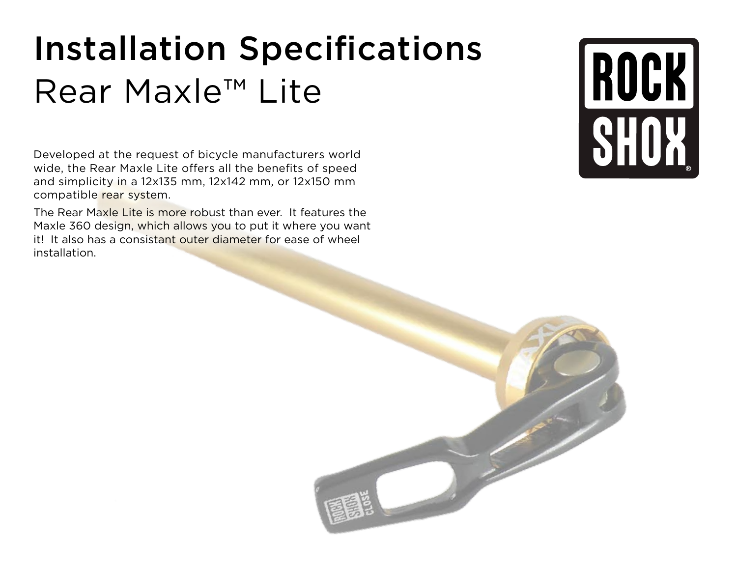# Installation Specifications

## Rear Maxle™ Lite

Developed at the request of bicycle manufacturers world wide, the Rear Maxle Lite offers all the benefits of speed and simplicity in a 12x135 mm, 12x142 mm, or 12x150 mm compatible rear system.

The Rear Maxle Lite is more robust than ever. It features the Maxle 360 design, which allows you to put it where you want it! It also has a consistant outer diameter for ease of wheel installation.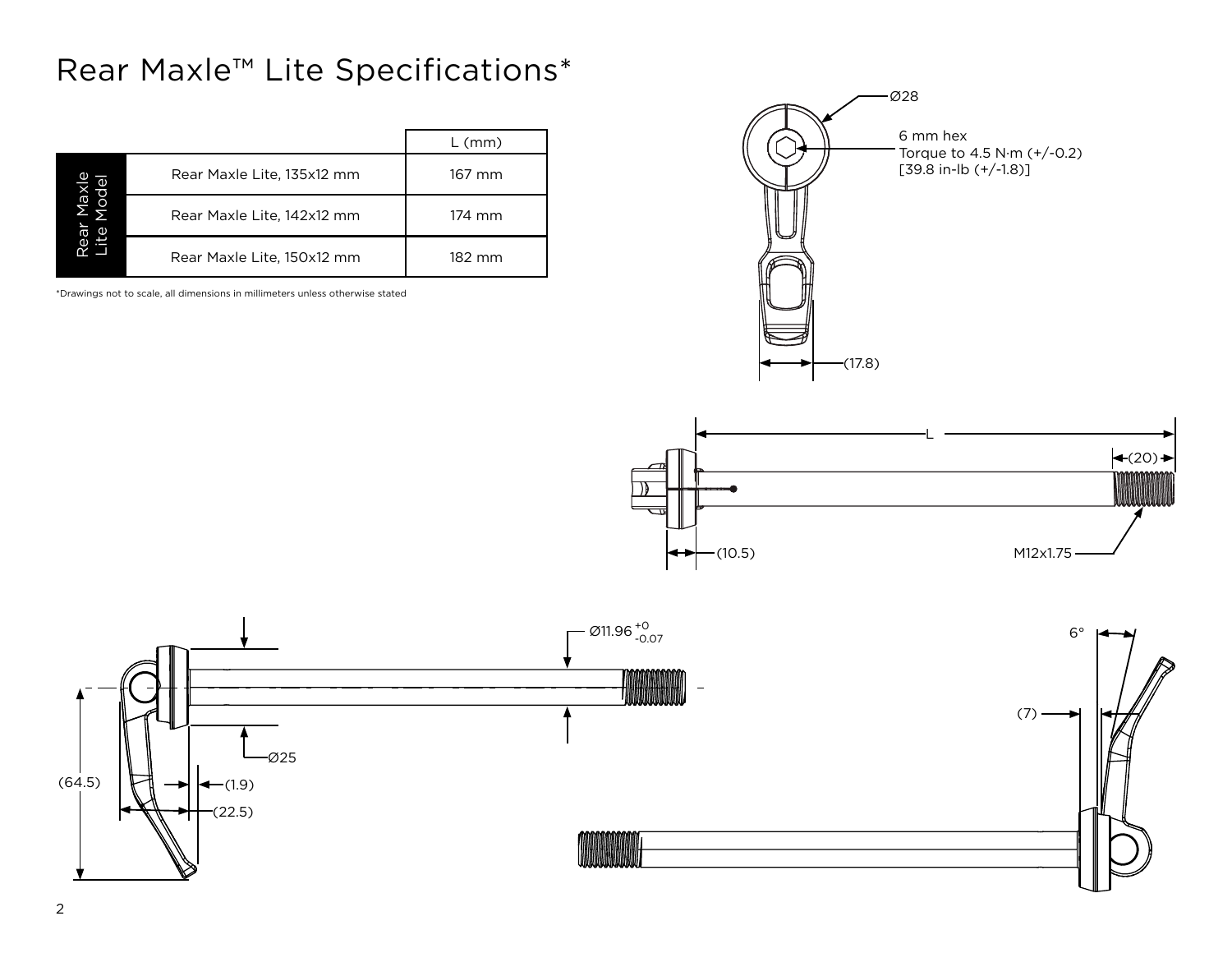# Rear Maxle™ Lite Specifications*

| Rear Maxle Lite Model | | L (mm) |
|---|---|---|
| | Rear Maxle Lite, 135x12 mm | 167 mm |
| | Rear Maxle Lite, 142x12 mm | 174 mm |
| | Rear Maxle Lite, 150x12 mm | 182 mm |

*Drawings not to scale, all dimensions in millimeters unless otherwise stated

Ø28

6 mm hex
Torque to 4.5 N·m (+/-0.2)
[39.8 in-lb (+/-1.8)]

(17.8)

L

(20)

(10.5)

M12x1.75

Ø11.96 $^{+0}_{-0.07}$

Ø25

(64.5)

(1.9)

(22.5)

6°

(7)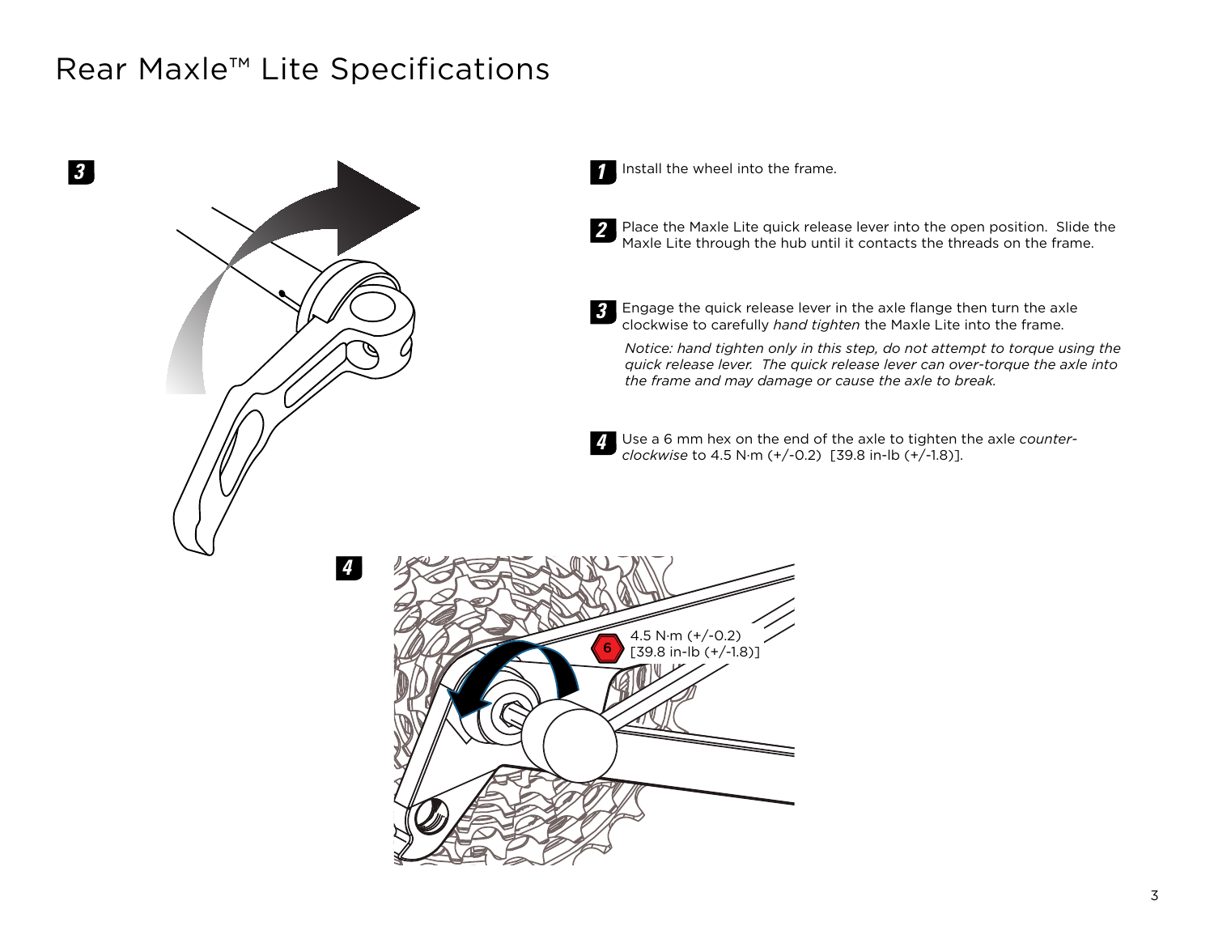# Rear Maxle™ Lite Specifications

**1** Install the wheel into the frame.

**2** Place the Maxle Lite quick release lever into the open position. Slide the Maxle Lite through the hub until it contacts the threads on the frame.

**3** Engage the quick release lever in the axle flange then turn the axle clockwise to carefully *hand tighten* the Maxle Lite into the frame.

*Notice: hand tighten only in this step, do not attempt to torque using the quick release lever. The quick release lever can over-torque the axle into the frame and may damage or cause the axle to break.*

**4** Use a 6 mm hex on the end of the axle to tighten the axle *counter-clockwise* to 4.5 N·m (+/-0.2) [39.8 in-lb (+/-1.8)].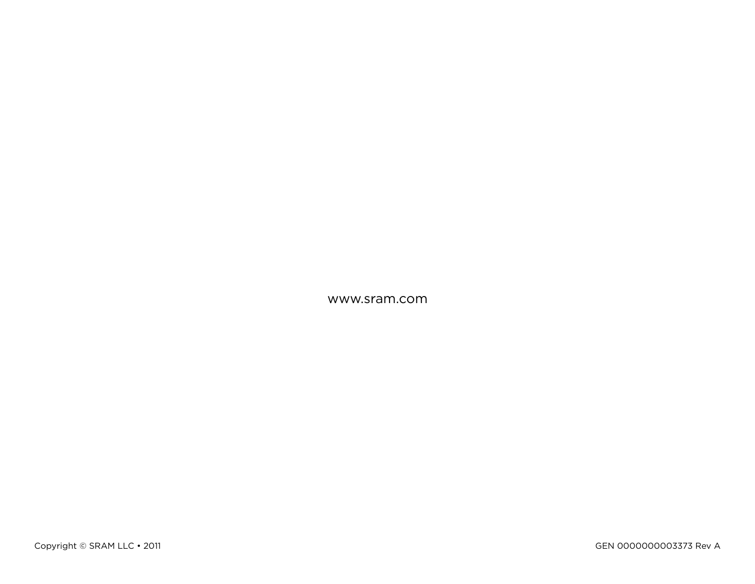www.sram.com

Copyright © SRAM LLC • 2011

GEN 0000000003373 Rev A